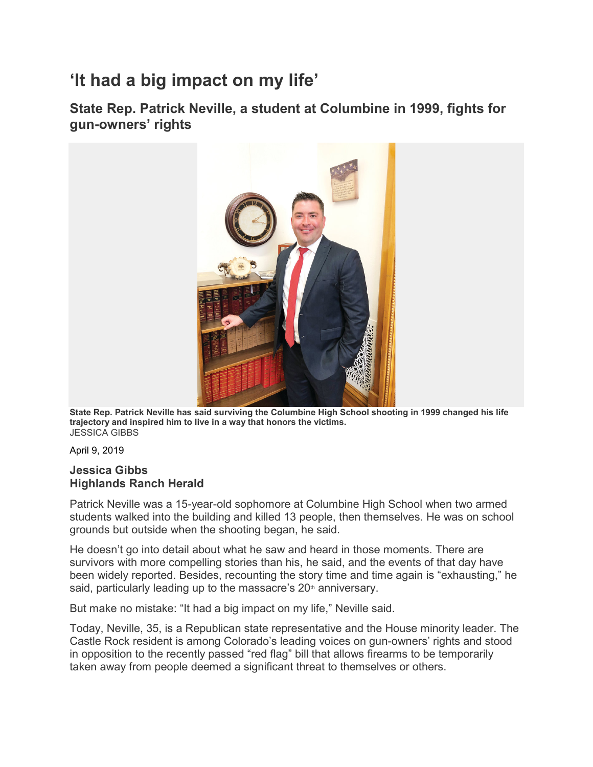# ‘It had a big impact on my life’

## State Rep. Patrick Neville, a student at Columbine in 1999, fights for gun-owners’ rights

**State Rep. Patrick Neville has said surviving the Columbine High School shooting in 1999 changed his life trajectory and inspired him to live in a way that honors the victims.**
JESSICA GIBBS

April 9, 2019

**Jessica Gibbs**
**Highlands Ranch Herald**

Patrick Neville was a 15-year-old sophomore at Columbine High School when two armed students walked into the building and killed 13 people, then themselves. He was on school grounds but outside when the shooting began, he said.

He doesn’t go into detail about what he saw and heard in those moments. There are survivors with more compelling stories than his, he said, and the events of that day have been widely reported. Besides, recounting the story time and time again is “exhausting,” he said, particularly leading up to the massacre’s 20th anniversary.

But make no mistake: “It had a big impact on my life,” Neville said.

Today, Neville, 35, is a Republican state representative and the House minority leader. The Castle Rock resident is among Colorado’s leading voices on gun-owners’ rights and stood in opposition to the recently passed “red flag” bill that allows firearms to be temporarily taken away from people deemed a significant threat to themselves or others.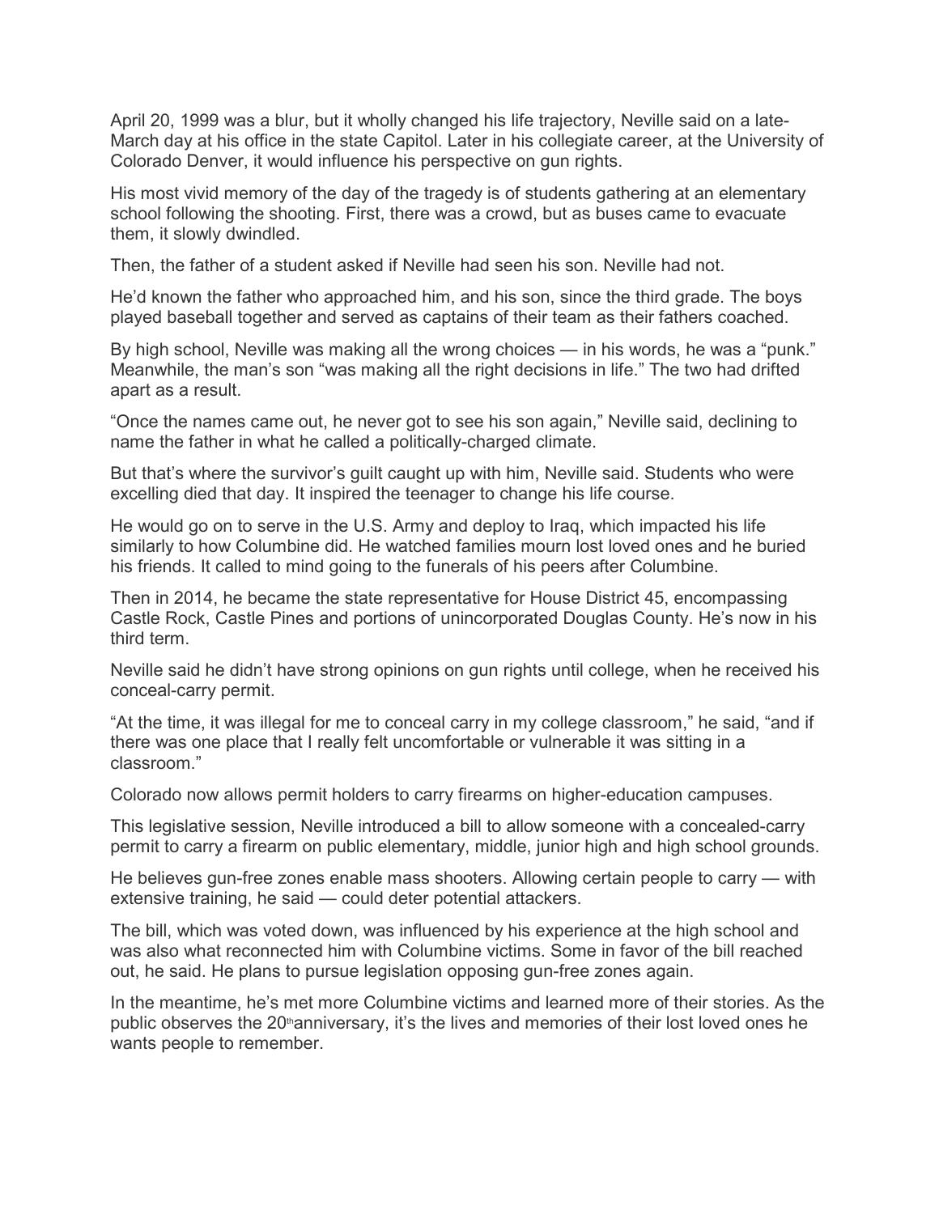April 20, 1999 was a blur, but it wholly changed his life trajectory, Neville said on a late-March day at his office in the state Capitol. Later in his collegiate career, at the University of Colorado Denver, it would influence his perspective on gun rights.

His most vivid memory of the day of the tragedy is of students gathering at an elementary school following the shooting. First, there was a crowd, but as buses came to evacuate them, it slowly dwindled.

Then, the father of a student asked if Neville had seen his son. Neville had not.

He'd known the father who approached him, and his son, since the third grade. The boys played baseball together and served as captains of their team as their fathers coached.

By high school, Neville was making all the wrong choices — in his words, he was a "punk." Meanwhile, the man's son "was making all the right decisions in life." The two had drifted apart as a result.

"Once the names came out, he never got to see his son again," Neville said, declining to name the father in what he called a politically-charged climate.

But that's where the survivor's guilt caught up with him, Neville said. Students who were excelling died that day. It inspired the teenager to change his life course.

He would go on to serve in the U.S. Army and deploy to Iraq, which impacted his life similarly to how Columbine did. He watched families mourn lost loved ones and he buried his friends. It called to mind going to the funerals of his peers after Columbine.

Then in 2014, he became the state representative for House District 45, encompassing Castle Rock, Castle Pines and portions of unincorporated Douglas County. He's now in his third term.

Neville said he didn't have strong opinions on gun rights until college, when he received his conceal-carry permit.

"At the time, it was illegal for me to conceal carry in my college classroom," he said, "and if there was one place that I really felt uncomfortable or vulnerable it was sitting in a classroom."

Colorado now allows permit holders to carry firearms on higher-education campuses.

This legislative session, Neville introduced a bill to allow someone with a concealed-carry permit to carry a firearm on public elementary, middle, junior high and high school grounds.

He believes gun-free zones enable mass shooters. Allowing certain people to carry — with extensive training, he said — could deter potential attackers.

The bill, which was voted down, was influenced by his experience at the high school and was also what reconnected him with Columbine victims. Some in favor of the bill reached out, he said. He plans to pursue legislation opposing gun-free zones again.

In the meantime, he's met more Columbine victims and learned more of their stories. As the public observes the 20th anniversary, it's the lives and memories of their lost loved ones he wants people to remember.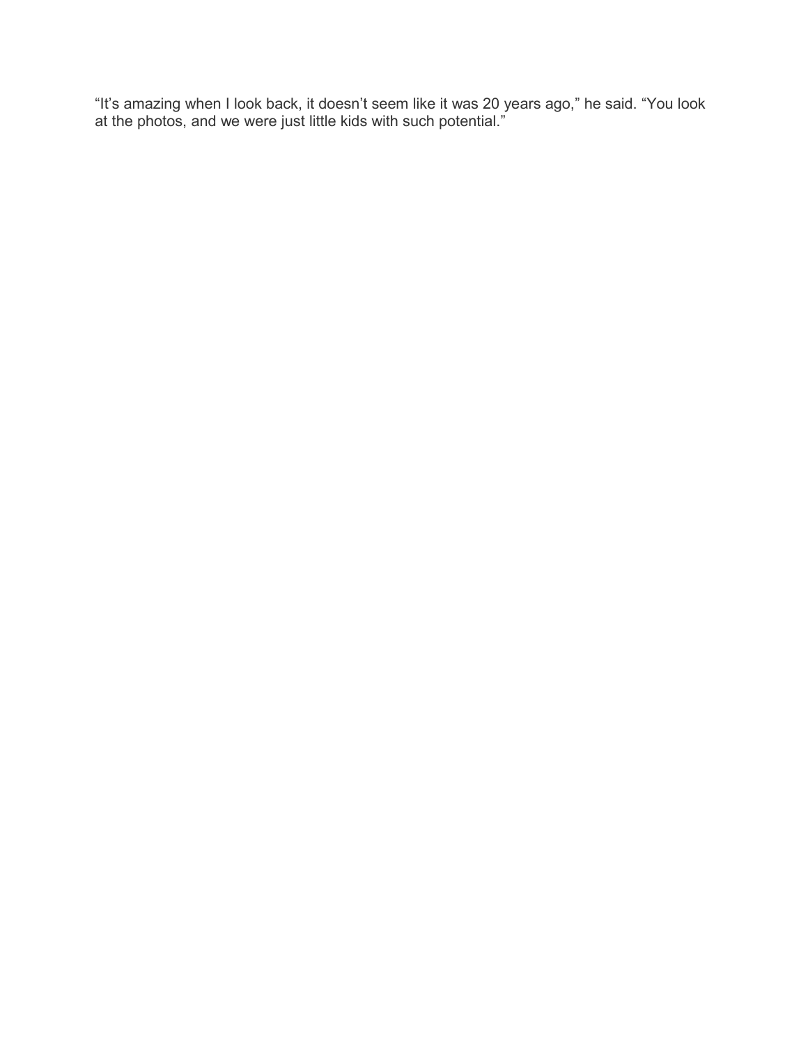“It’s amazing when I look back, it doesn’t seem like it was 20 years ago,” he said. “You look at the photos, and we were just little kids with such potential.”